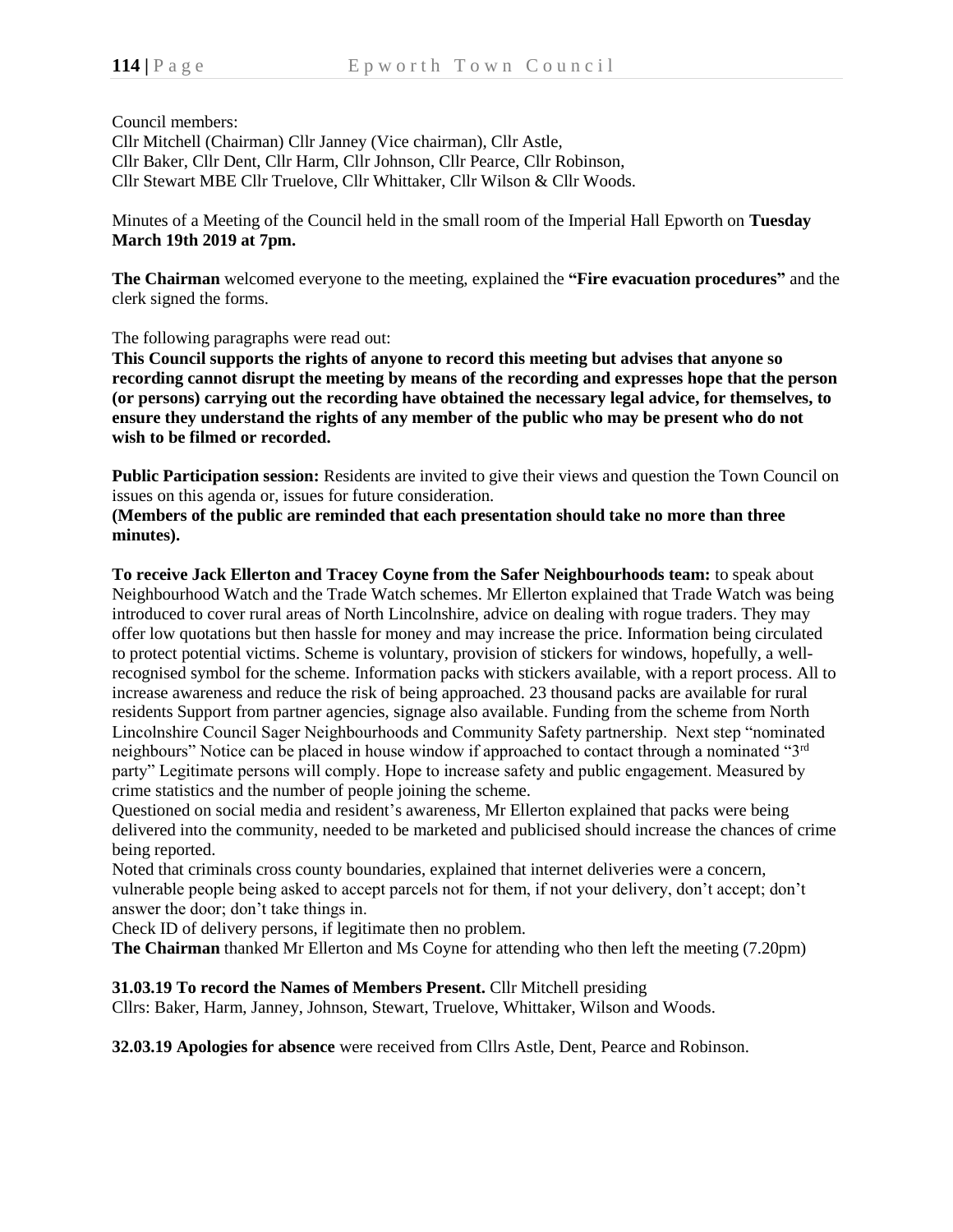Council members:
Cllr Mitchell (Chairman) Cllr Janney (Vice chairman), Cllr Astle,
Cllr Baker, Cllr Dent, Cllr Harm, Cllr Johnson, Cllr Pearce, Cllr Robinson,
Cllr Stewart MBE Cllr Truelove, Cllr Whittaker, Cllr Wilson & Cllr Woods.

Minutes of a Meeting of the Council held in the small room of the Imperial Hall Epworth on **Tuesday March 19th 2019 at 7pm.**

**The Chairman** welcomed everyone to the meeting, explained the **"Fire evacuation procedures"** and the clerk signed the forms.

The following paragraphs were read out:

**This Council supports the rights of anyone to record this meeting but advises that anyone so recording cannot disrupt the meeting by means of the recording and expresses hope that the person (or persons) carrying out the recording have obtained the necessary legal advice, for themselves, to ensure they understand the rights of any member of the public who may be present who do not wish to be filmed or recorded.**

**Public Participation session:** Residents are invited to give their views and question the Town Council on issues on this agenda or, issues for future consideration.
**(Members of the public are reminded that each presentation should take no more than three minutes).**

**To receive Jack Ellerton and Tracey Coyne from the Safer Neighbourhoods team:** to speak about Neighbourhood Watch and the Trade Watch schemes. Mr Ellerton explained that Trade Watch was being introduced to cover rural areas of North Lincolnshire, advice on dealing with rogue traders. They may offer low quotations but then hassle for money and may increase the price. Information being circulated to protect potential victims. Scheme is voluntary, provision of stickers for windows, hopefully, a well-recognised symbol for the scheme. Information packs with stickers available, with a report process. All to increase awareness and reduce the risk of being approached. 23 thousand packs are available for rural residents Support from partner agencies, signage also available. Funding from the scheme from North Lincolnshire Council Sager Neighbourhoods and Community Safety partnership. Next step "nominated neighbours" Notice can be placed in house window if approached to contact through a nominated "3rd party" Legitimate persons will comply. Hope to increase safety and public engagement. Measured by crime statistics and the number of people joining the scheme.

Questioned on social media and resident's awareness, Mr Ellerton explained that packs were being delivered into the community, needed to be marketed and publicised should increase the chances of crime being reported.

Noted that criminals cross county boundaries, explained that internet deliveries were a concern, vulnerable people being asked to accept parcels not for them, if not your delivery, don't accept; don't answer the door; don't take things in.

Check ID of delivery persons, if legitimate then no problem.

**The Chairman** thanked Mr Ellerton and Ms Coyne for attending who then left the meeting (7.20pm)

**31.03.19 To record the Names of Members Present.** Cllr Mitchell presiding
Cllrs: Baker, Harm, Janney, Johnson, Stewart, Truelove, Whittaker, Wilson and Woods.

**32.03.19 Apologies for absence** were received from Cllrs Astle, Dent, Pearce and Robinson.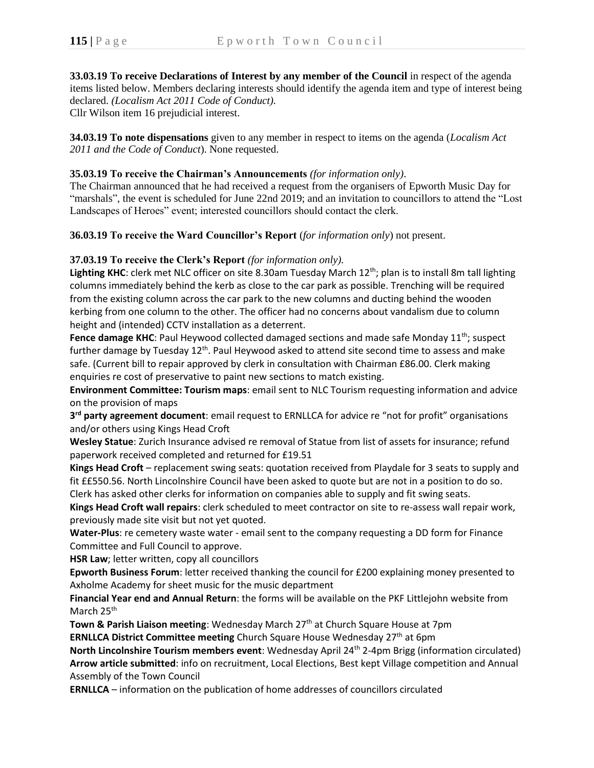**33.03.19 To receive Declarations of Interest by any member of the Council** in respect of the agenda items listed below. Members declaring interests should identify the agenda item and type of interest being declared. *(Localism Act 2011 Code of Conduct).*
Cllr Wilson item 16 prejudicial interest.

**34.03.19 To note dispensations** given to any member in respect to items on the agenda (*Localism Act 2011 and the Code of Conduct*). None requested.

**35.03.19 To receive the Chairman's Announcements** *(for information only)*.
The Chairman announced that he had received a request from the organisers of Epworth Music Day for "marshals", the event is scheduled for June 22nd 2019; and an invitation to councillors to attend the "Lost Landscapes of Heroes" event; interested councillors should contact the clerk.

**36.03.19 To receive the Ward Councillor's Report** (*for information only*) not present.

**37.03.19 To receive the Clerk's Report** *(for information only).*
**Lighting KHC**: clerk met NLC officer on site 8.30am Tuesday March 12th; plan is to install 8m tall lighting columns immediately behind the kerb as close to the car park as possible. Trenching will be required from the existing column across the car park to the new columns and ducting behind the wooden kerbing from one column to the other. The officer had no concerns about vandalism due to column height and (intended) CCTV installation as a deterrent.
**Fence damage KHC**: Paul Heywood collected damaged sections and made safe Monday 11th; suspect further damage by Tuesday 12th. Paul Heywood asked to attend site second time to assess and make safe. (Current bill to repair approved by clerk in consultation with Chairman £86.00. Clerk making enquiries re cost of preservative to paint new sections to match existing.
**Environment Committee: Tourism maps**: email sent to NLC Tourism requesting information and advice on the provision of maps
**3rd party agreement document**: email request to ERNLLCA for advice re "not for profit" organisations and/or others using Kings Head Croft
**Wesley Statue**: Zurich Insurance advised re removal of Statue from list of assets for insurance; refund paperwork received completed and returned for £19.51
**Kings Head Croft** – replacement swing seats: quotation received from Playdale for 3 seats to supply and fit ££550.56. North Lincolnshire Council have been asked to quote but are not in a position to do so. Clerk has asked other clerks for information on companies able to supply and fit swing seats.
**Kings Head Croft wall repairs**: clerk scheduled to meet contractor on site to re-assess wall repair work, previously made site visit but not yet quoted.
**Water-Plus**: re cemetery waste water - email sent to the company requesting a DD form for Finance Committee and Full Council to approve.
**HSR Law**; letter written, copy all councillors
**Epworth Business Forum**: letter received thanking the council for £200 explaining money presented to Axholme Academy for sheet music for the music department
**Financial Year end and Annual Return**: the forms will be available on the PKF Littlejohn website from March 25th
**Town & Parish Liaison meeting**: Wednesday March 27th at Church Square House at 7pm
**ERNLLCA District Committee meeting** Church Square House Wednesday 27th at 6pm
**North Lincolnshire Tourism members event**: Wednesday April 24th 2-4pm Brigg (information circulated)
**Arrow article submitted**: info on recruitment, Local Elections, Best kept Village competition and Annual Assembly of the Town Council
**ERNLLCA** – information on the publication of home addresses of councillors circulated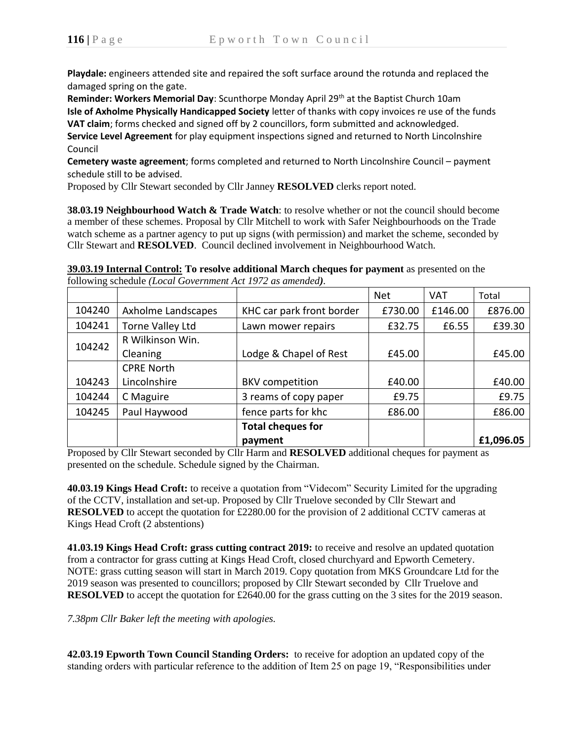**Playdale:** engineers attended site and repaired the soft surface around the rotunda and replaced the damaged spring on the gate.

**Reminder: Workers Memorial Day**: Scunthorpe Monday April 29th at the Baptist Church 10am

**Isle of Axholme Physically Handicapped Society** letter of thanks with copy invoices re use of the funds

**VAT claim**; forms checked and signed off by 2 councillors, form submitted and acknowledged.

**Service Level Agreement** for play equipment inspections signed and returned to North Lincolnshire Council

**Cemetery waste agreement**; forms completed and returned to North Lincolnshire Council – payment schedule still to be advised.

Proposed by Cllr Stewart seconded by Cllr Janney **RESOLVED** clerks report noted.

**38.03.19 Neighbourhood Watch & Trade Watch**: to resolve whether or not the council should become a member of these schemes. Proposal by Cllr Mitchell to work with Safer Neighbourhoods on the Trade watch scheme as a partner agency to put up signs (with permission) and market the scheme, seconded by Cllr Stewart and **RESOLVED**. Council declined involvement in Neighbourhood Watch.

**39.03.19 Internal Control: To resolve additional March cheques for payment** as presented on the following schedule *(Local Government Act 1972 as amended)*.

| | | | Net | VAT | Total |
|---|---|---|---|---|---|
| 104240 | Axholme Landscapes | KHC car park front border | £730.00 | £146.00 | £876.00 |
| 104241 | Torne Valley Ltd | Lawn mower repairs | £32.75 | £6.55 | £39.30 |
| 104242 | R Wilkinson Win. Cleaning | Lodge & Chapel of Rest | £45.00 | | £45.00 |
| 104243 | CPRE North Lincolnshire | BKV competition | £40.00 | | £40.00 |
| 104244 | C Maguire | 3 reams of copy paper | £9.75 | | £9.75 |
| 104245 | Paul Haywood | fence parts for khc | £86.00 | | £86.00 |
| | | **Total cheques for payment** | | | **£1,096.05** |

Proposed by Cllr Stewart seconded by Cllr Harm and **RESOLVED** additional cheques for payment as presented on the schedule. Schedule signed by the Chairman.

**40.03.19 Kings Head Croft:** to receive a quotation from "Videcom" Security Limited for the upgrading of the CCTV, installation and set-up. Proposed by Cllr Truelove seconded by Cllr Stewart and **RESOLVED** to accept the quotation for £2280.00 for the provision of 2 additional CCTV cameras at Kings Head Croft (2 abstentions)

**41.03.19 Kings Head Croft: grass cutting contract 2019:** to receive and resolve an updated quotation from a contractor for grass cutting at Kings Head Croft, closed churchyard and Epworth Cemetery. NOTE: grass cutting season will start in March 2019. Copy quotation from MKS Groundcare Ltd for the 2019 season was presented to councillors; proposed by Cllr Stewart seconded by Cllr Truelove and **RESOLVED** to accept the quotation for £2640.00 for the grass cutting on the 3 sites for the 2019 season.

*7.38pm Cllr Baker left the meeting with apologies.*

**42.03.19 Epworth Town Council Standing Orders:** to receive for adoption an updated copy of the standing orders with particular reference to the addition of Item 25 on page 19, "Responsibilities under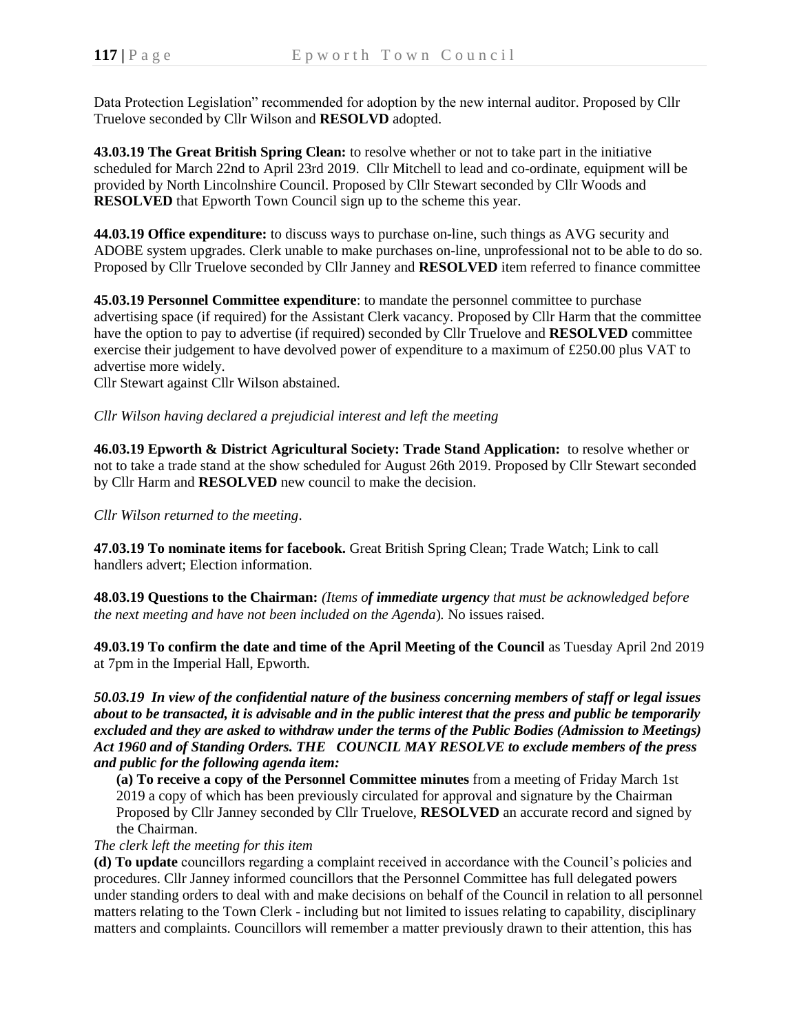Data Protection Legislation" recommended for adoption by the new internal auditor. Proposed by Cllr Truelove seconded by Cllr Wilson and **RESOLVD** adopted.

**43.03.19 The Great British Spring Clean:** to resolve whether or not to take part in the initiative scheduled for March 22nd to April 23rd 2019. Cllr Mitchell to lead and co-ordinate, equipment will be provided by North Lincolnshire Council. Proposed by Cllr Stewart seconded by Cllr Woods and **RESOLVED** that Epworth Town Council sign up to the scheme this year.

**44.03.19 Office expenditure:** to discuss ways to purchase on-line, such things as AVG security and ADOBE system upgrades. Clerk unable to make purchases on-line, unprofessional not to be able to do so. Proposed by Cllr Truelove seconded by Cllr Janney and **RESOLVED** item referred to finance committee

**45.03.19 Personnel Committee expenditure**: to mandate the personnel committee to purchase advertising space (if required) for the Assistant Clerk vacancy. Proposed by Cllr Harm that the committee have the option to pay to advertise (if required) seconded by Cllr Truelove and **RESOLVED** committee exercise their judgement to have devolved power of expenditure to a maximum of £250.00 plus VAT to advertise more widely.
Cllr Stewart against Cllr Wilson abstained.

*Cllr Wilson having declared a prejudicial interest and left the meeting*

**46.03.19 Epworth & District Agricultural Society: Trade Stand Application:** to resolve whether or not to take a trade stand at the show scheduled for August 26th 2019. Proposed by Cllr Stewart seconded by Cllr Harm and **RESOLVED** new council to make the decision.

*Cllr Wilson returned to the meeting*.

**47.03.19 To nominate items for facebook.** Great British Spring Clean; Trade Watch; Link to call handlers advert; Election information.

**48.03.19 Questions to the Chairman:** *(Items o**f immediate urgency** that must be acknowledged before the next meeting and have not been included on the Agenda*). No issues raised.

**49.03.19 To confirm the date and time of the April Meeting of the Council** as Tuesday April 2nd 2019 at 7pm in the Imperial Hall, Epworth.

***50.03.19 In view of the confidential nature of the business concerning members of staff or legal issues about to be transacted, it is advisable and in the public interest that the press and public be temporarily excluded and they are asked to withdraw under the terms of the Public Bodies (Admission to Meetings) Act 1960 and of Standing Orders. THE COUNCIL MAY RESOLVE to exclude members of the press and public for the following agenda item:***

**(a) To receive a copy of the Personnel Committee minutes** from a meeting of Friday March 1st 2019 a copy of which has been previously circulated for approval and signature by the Chairman Proposed by Cllr Janney seconded by Cllr Truelove, **RESOLVED** an accurate record and signed by the Chairman.

*The clerk left the meeting for this item*

**(d) To update** councillors regarding a complaint received in accordance with the Council's policies and procedures. Cllr Janney informed councillors that the Personnel Committee has full delegated powers under standing orders to deal with and make decisions on behalf of the Council in relation to all personnel matters relating to the Town Clerk - including but not limited to issues relating to capability, disciplinary matters and complaints. Councillors will remember a matter previously drawn to their attention, this has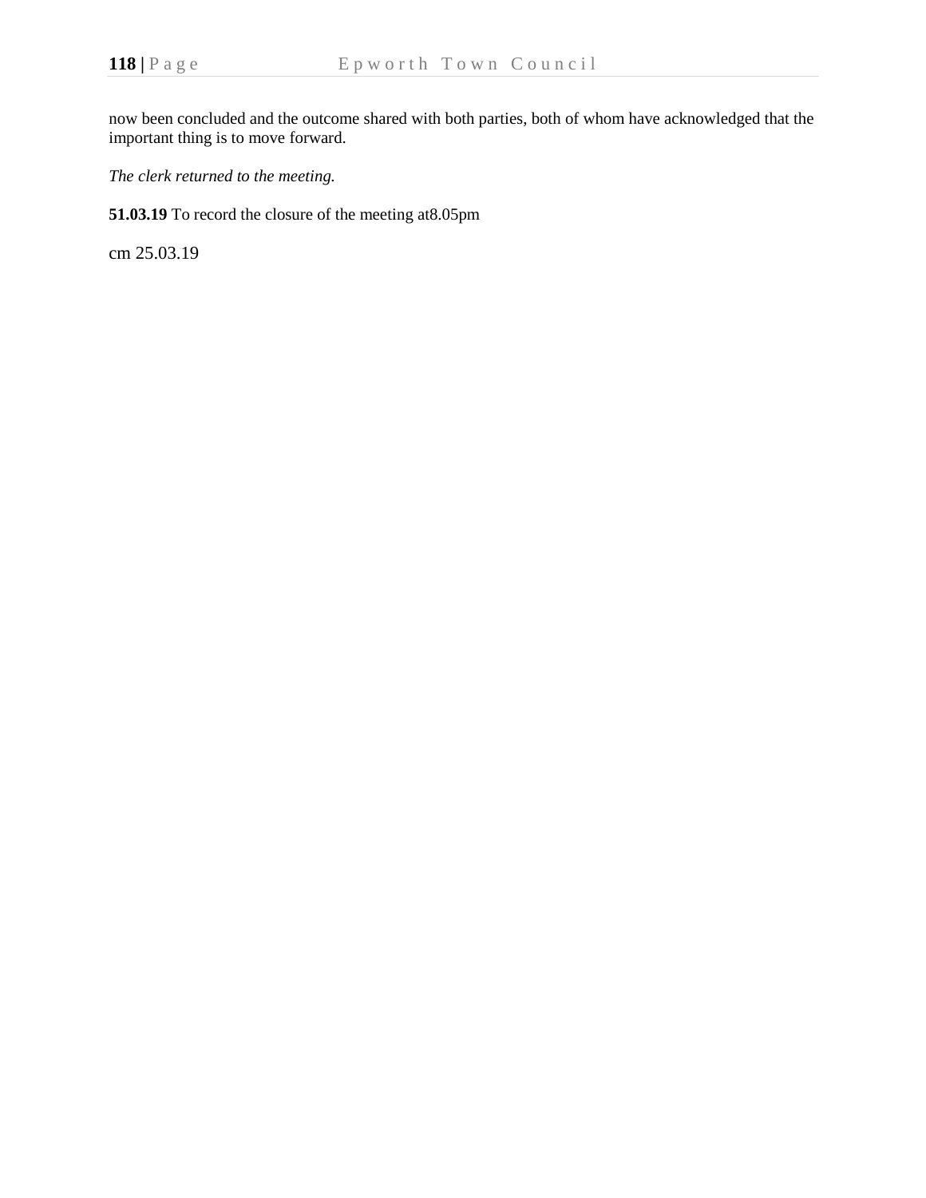now been concluded and the outcome shared with both parties, both of whom have acknowledged that the important thing is to move forward.

*The clerk returned to the meeting.*

**51.03.19** To record the closure of the meeting at8.05pm

cm 25.03.19